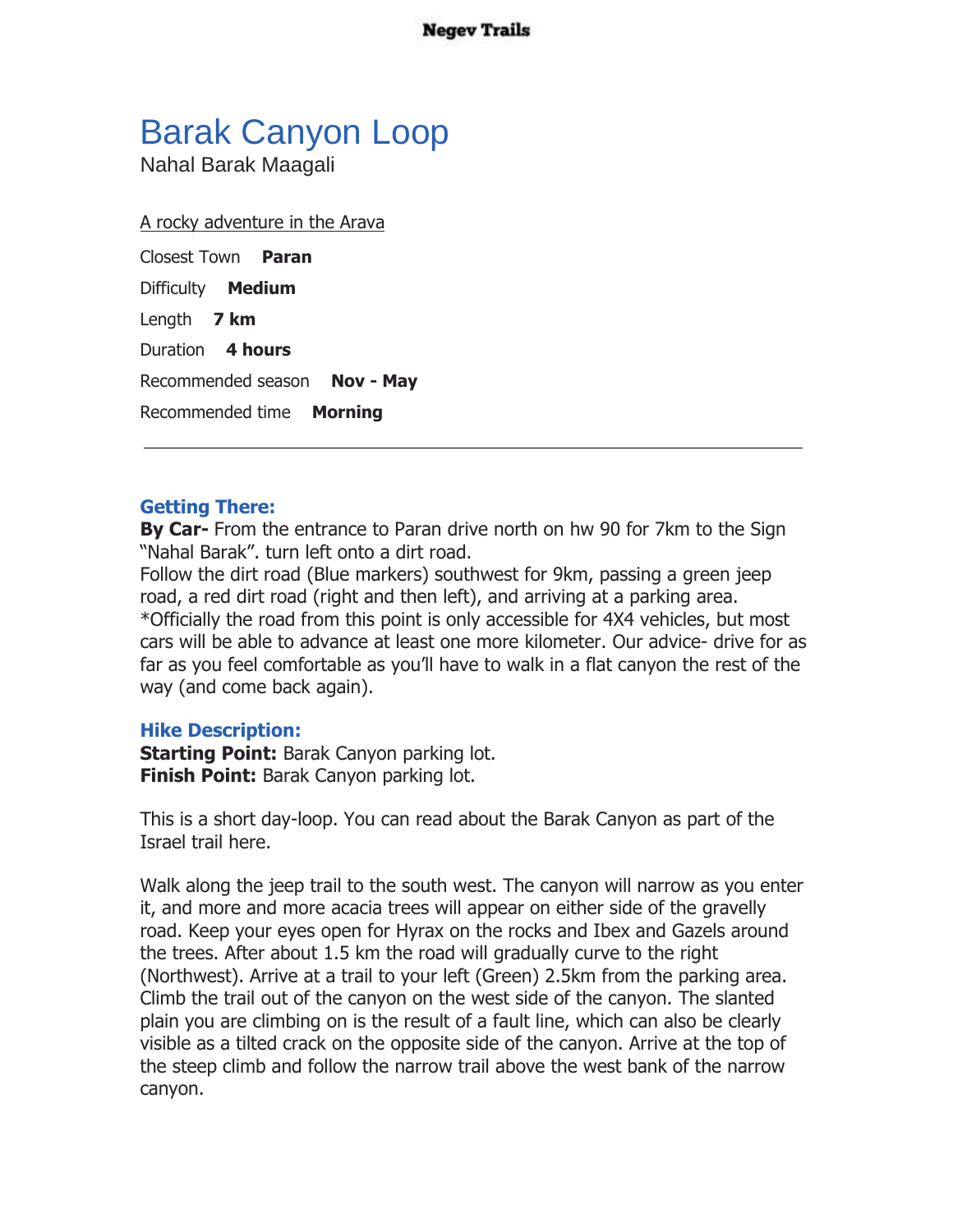# Barak Canyon Loop

Nahal Barak Maagali

<u>A rocky adventure in the Arava</u>

Closest Town **Paran**

Difficulty **Medium**

Length **7 km**

Duration **4 hours**

Recommended season **Nov - May**

Recommended time **Morning**

---

### Getting There:

**By Car-** From the entrance to Paran drive north on hw 90 for 7km to the Sign "Nahal Barak". turn left onto a dirt road.
Follow the dirt road (Blue markers) southwest for 9km, passing a green jeep road, a red dirt road (right and then left), and arriving at a parking area.
*Officially the road from this point is only accessible for 4X4 vehicles, but most cars will be able to advance at least one more kilometer. Our advice- drive for as far as you feel comfortable as you'll have to walk in a flat canyon the rest of the way (and come back again).

### Hike Description:

**Starting Point:** Barak Canyon parking lot.
**Finish Point:** Barak Canyon parking lot.

This is a short day-loop. You can read about the Barak Canyon as part of the Israel trail here.

Walk along the jeep trail to the south west. The canyon will narrow as you enter it, and more and more acacia trees will appear on either side of the gravelly road. Keep your eyes open for Hyrax on the rocks and Ibex and Gazels around the trees. After about 1.5 km the road will gradually curve to the right (Northwest). Arrive at a trail to your left (Green) 2.5km from the parking area. Climb the trail out of the canyon on the west side of the canyon. The slanted plain you are climbing on is the result of a fault line, which can also be clearly visible as a tilted crack on the opposite side of the canyon. Arrive at the top of the steep climb and follow the narrow trail above the west bank of the narrow canyon.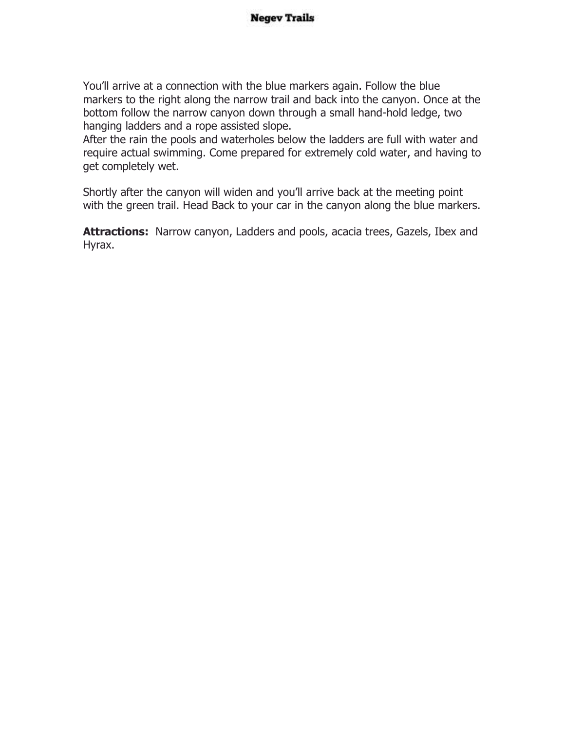You'll arrive at a connection with the blue markers again. Follow the blue markers to the right along the narrow trail and back into the canyon. Once at the bottom follow the narrow canyon down through a small hand-hold ledge, two hanging ladders and a rope assisted slope.
After the rain the pools and waterholes below the ladders are full with water and require actual swimming. Come prepared for extremely cold water, and having to get completely wet.

Shortly after the canyon will widen and you'll arrive back at the meeting point with the green trail. Head Back to your car in the canyon along the blue markers.

**Attractions:** Narrow canyon, Ladders and pools, acacia trees, Gazels, Ibex and Hyrax.